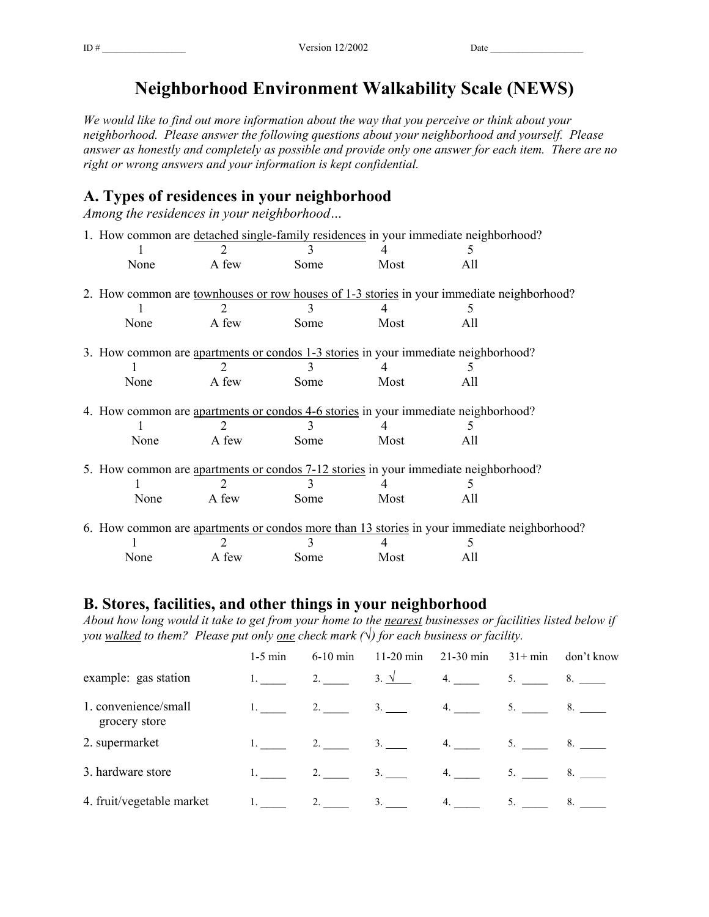ID # _________________ Version 12/2002 Date ___________________

# Neighborhood Environment Walkability Scale (NEWS)

*We would like to find out more information about the way that you perceive or think about your neighborhood. Please answer the following questions about your neighborhood and yourself. Please answer as honestly and completely as possible and provide only one answer for each item. There are no right or wrong answers and your information is kept confidential.*

## A. Types of residences in your neighborhood

*Among the residences in your neighborhood…*

1. How common are detached single-family residences in your immediate neighborhood?

| 1 | 2 | 3 | 4 | 5 |
|---|---|---|---|---|
| None | A few | Some | Most | All |

2. How common are townhouses or row houses of 1-3 stories in your immediate neighborhood?

| 1 | 2 | 3 | 4 | 5 |
|---|---|---|---|---|
| None | A few | Some | Most | All |

3. How common are apartments or condos 1-3 stories in your immediate neighborhood?

| 1 | 2 | 3 | 4 | 5 |
|---|---|---|---|---|
| None | A few | Some | Most | All |

4. How common are apartments or condos 4-6 stories in your immediate neighborhood?

| 1 | 2 | 3 | 4 | 5 |
|---|---|---|---|---|
| None | A few | Some | Most | All |

5. How common are apartments or condos 7-12 stories in your immediate neighborhood?

| 1 | 2 | 3 | 4 | 5 |
|---|---|---|---|---|
| None | A few | Some | Most | All |

6. How common are apartments or condos more than 13 stories in your immediate neighborhood?

| 1 | 2 | 3 | 4 | 5 |
|---|---|---|---|---|
| None | A few | Some | Most | All |

## B. Stores, facilities, and other things in your neighborhood

*About how long would it take to get from your home to the nearest businesses or facilities listed below if you walked to them? Please put only one check mark (√) for each business or facility.*

| | 1-5 min | 6-10 min | 11-20 min | 21-30 min | 31+ min | don't know |
|---|---|---|---|---|---|---|
| example: gas station | 1. _____ | 2. _____ | 3. √ | 4. _____ | 5. _____ | 8. _____ |
| 1. convenience/small grocery store | 1. _____ | 2. _____ | 3. _____ | 4. _____ | 5. _____ | 8. _____ |
| 2. supermarket | 1. _____ | 2. _____ | 3. _____ | 4. _____ | 5. _____ | 8. _____ |
| 3. hardware store | 1. _____ | 2. _____ | 3. _____ | 4. _____ | 5. _____ | 8. _____ |
| 4. fruit/vegetable market | 1. _____ | 2. _____ | 3. _____ | 4. _____ | 5. _____ | 8. _____ |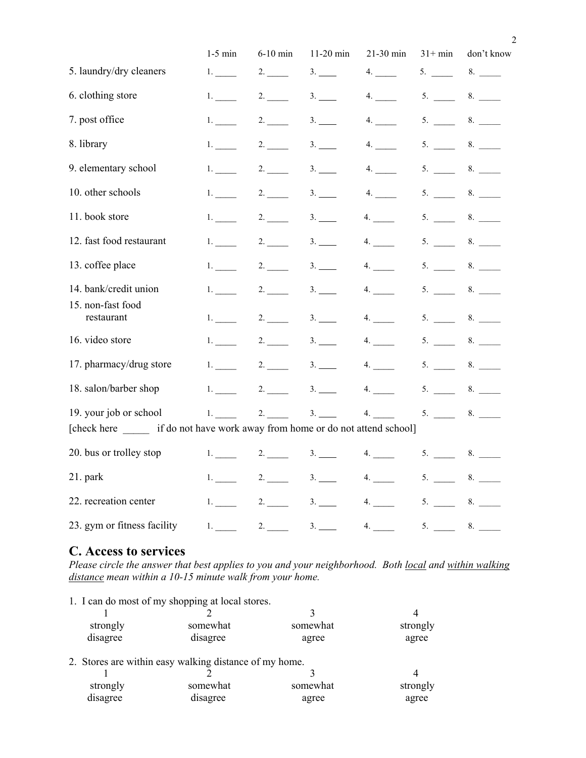| | 1-5 min | 6-10 min | 11-20 min | 21-30 min | 31+ min | don't know |
|---|---|---|---|---|---|---|
| 5. laundry/dry cleaners | 1. _____ | 2. _____ | 3. ____ | 4. _____ | 5. _____ | 8. _____ |
| 6. clothing store | 1. _____ | 2. _____ | 3. ____ | 4. _____ | 5. _____ | 8. _____ |
| 7. post office | 1. _____ | 2. _____ | 3. ____ | 4. _____ | 5. _____ | 8. _____ |
| 8. library | 1. _____ | 2. _____ | 3. ____ | 4. _____ | 5. _____ | 8. _____ |
| 9. elementary school | 1. _____ | 2. _____ | 3. ____ | 4. _____ | 5. _____ | 8. _____ |
| 10. other schools | 1. _____ | 2. _____ | 3. ____ | 4. _____ | 5. _____ | 8. _____ |
| 11. book store | 1. _____ | 2. _____ | 3. ____ | 4. _____ | 5. _____ | 8. _____ |
| 12. fast food restaurant | 1. _____ | 2. _____ | 3. ____ | 4. _____ | 5. _____ | 8. _____ |
| 13. coffee place | 1. _____ | 2. _____ | 3. ____ | 4. _____ | 5. _____ | 8. _____ |
| 14. bank/credit union | 1. _____ | 2. _____ | 3. ____ | 4. _____ | 5. _____ | 8. _____ |
| 15. non-fast food restaurant | 1. _____ | 2. _____ | 3. ____ | 4. _____ | 5. _____ | 8. _____ |
| 16. video store | 1. _____ | 2. _____ | 3. ____ | 4. _____ | 5. _____ | 8. _____ |
| 17. pharmacy/drug store | 1. _____ | 2. _____ | 3. ____ | 4. _____ | 5. _____ | 8. _____ |
| 18. salon/barber shop | 1. _____ | 2. _____ | 3. ____ | 4. _____ | 5. _____ | 8. _____ |
| 19. your job or school | 1. _____ | 2. _____ | 3. ____ | 4. _____ | 5. _____ | 8. _____ |
| [check here _____ if do not have work away from home or do not attend school] | | | | | | |
| 20. bus or trolley stop | 1. _____ | 2. _____ | 3. ____ | 4. _____ | 5. _____ | 8. _____ |
| 21. park | 1. _____ | 2. _____ | 3. ____ | 4. _____ | 5. _____ | 8. _____ |
| 22. recreation center | 1. _____ | 2. _____ | 3. ____ | 4. _____ | 5. _____ | 8. _____ |
| 23. gym or fitness facility | 1. _____ | 2. _____ | 3. ____ | 4. _____ | 5. _____ | 8. _____ |

## C. Access to services

*Please circle the answer that best applies to you and your neighborhood. Both local and within walking distance mean within a 10-15 minute walk from your home.*

1. I can do most of my shopping at local stores.

| 1 | 2 | 3 | 4 |
|---|---|---|---|
| strongly disagree | somewhat disagree | somewhat agree | strongly agree |

2. Stores are within easy walking distance of my home.

| 1 | 2 | 3 | 4 |
|---|---|---|---|
| strongly disagree | somewhat disagree | somewhat agree | strongly agree |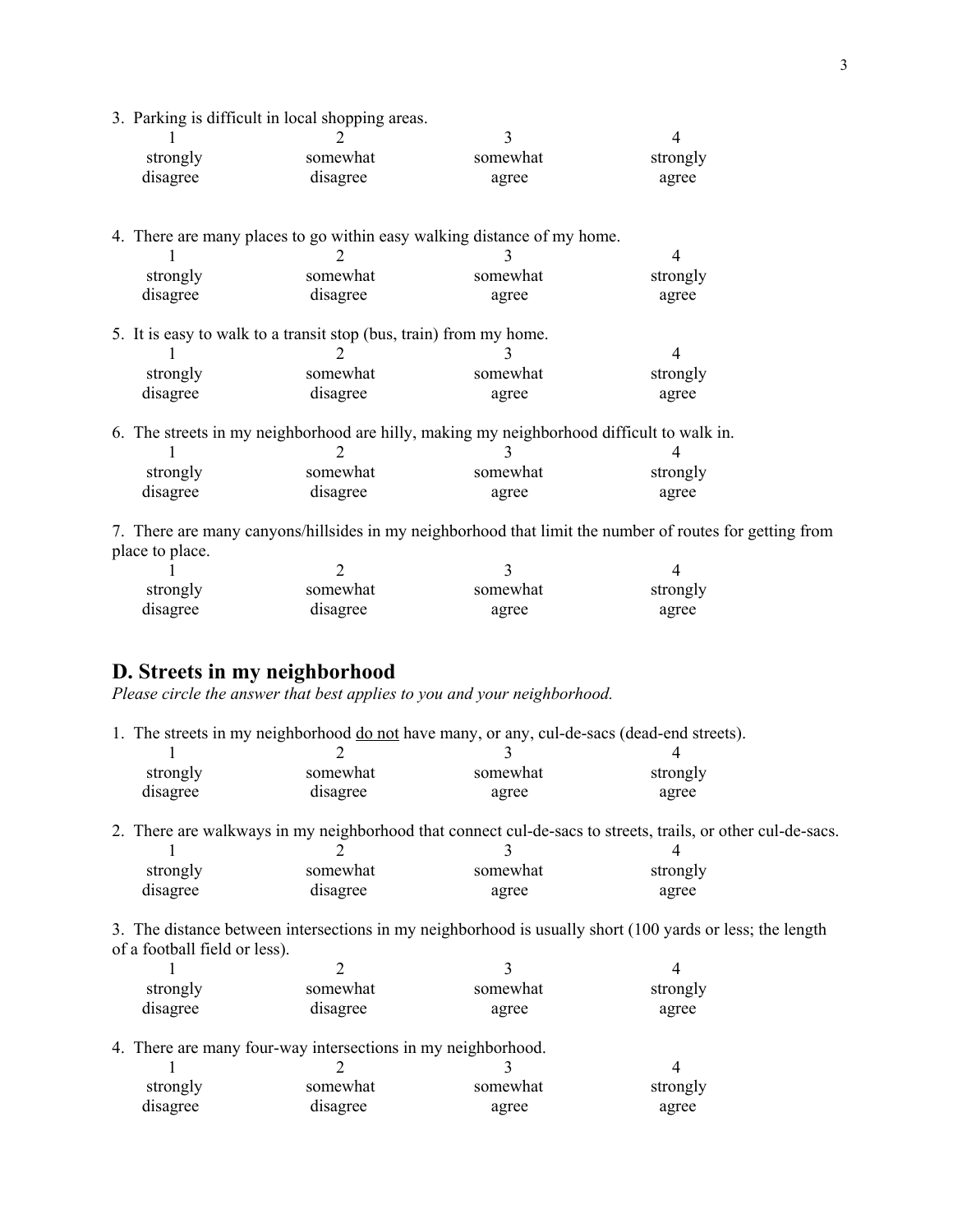3. Parking is difficult in local shopping areas.

| 1 | 2 | 3 | 4 |
|---|---|---|---|
| strongly disagree | somewhat disagree | somewhat agree | strongly agree |

4. There are many places to go within easy walking distance of my home.

| 1 | 2 | 3 | 4 |
|---|---|---|---|
| strongly disagree | somewhat disagree | somewhat agree | strongly agree |

5. It is easy to walk to a transit stop (bus, train) from my home.

| 1 | 2 | 3 | 4 |
|---|---|---|---|
| strongly disagree | somewhat disagree | somewhat agree | strongly agree |

6. The streets in my neighborhood are hilly, making my neighborhood difficult to walk in.

| 1 | 2 | 3 | 4 |
|---|---|---|---|
| strongly disagree | somewhat disagree | somewhat agree | strongly agree |

7. There are many canyons/hillsides in my neighborhood that limit the number of routes for getting from place to place.

| 1 | 2 | 3 | 4 |
|---|---|---|---|
| strongly disagree | somewhat disagree | somewhat agree | strongly agree |

## D. Streets in my neighborhood

*Please circle the answer that best applies to you and your neighborhood.*

1. The streets in my neighborhood do not have many, or any, cul-de-sacs (dead-end streets).

| 1 | 2 | 3 | 4 |
|---|---|---|---|
| strongly disagree | somewhat disagree | somewhat agree | strongly agree |

2. There are walkways in my neighborhood that connect cul-de-sacs to streets, trails, or other cul-de-sacs.

| 1 | 2 | 3 | 4 |
|---|---|---|---|
| strongly disagree | somewhat disagree | somewhat agree | strongly agree |

3. The distance between intersections in my neighborhood is usually short (100 yards or less; the length of a football field or less).

| 1 | 2 | 3 | 4 |
|---|---|---|---|
| strongly disagree | somewhat disagree | somewhat agree | strongly agree |

4. There are many four-way intersections in my neighborhood.

| 1 | 2 | 3 | 4 |
|---|---|---|---|
| strongly disagree | somewhat disagree | somewhat agree | strongly agree |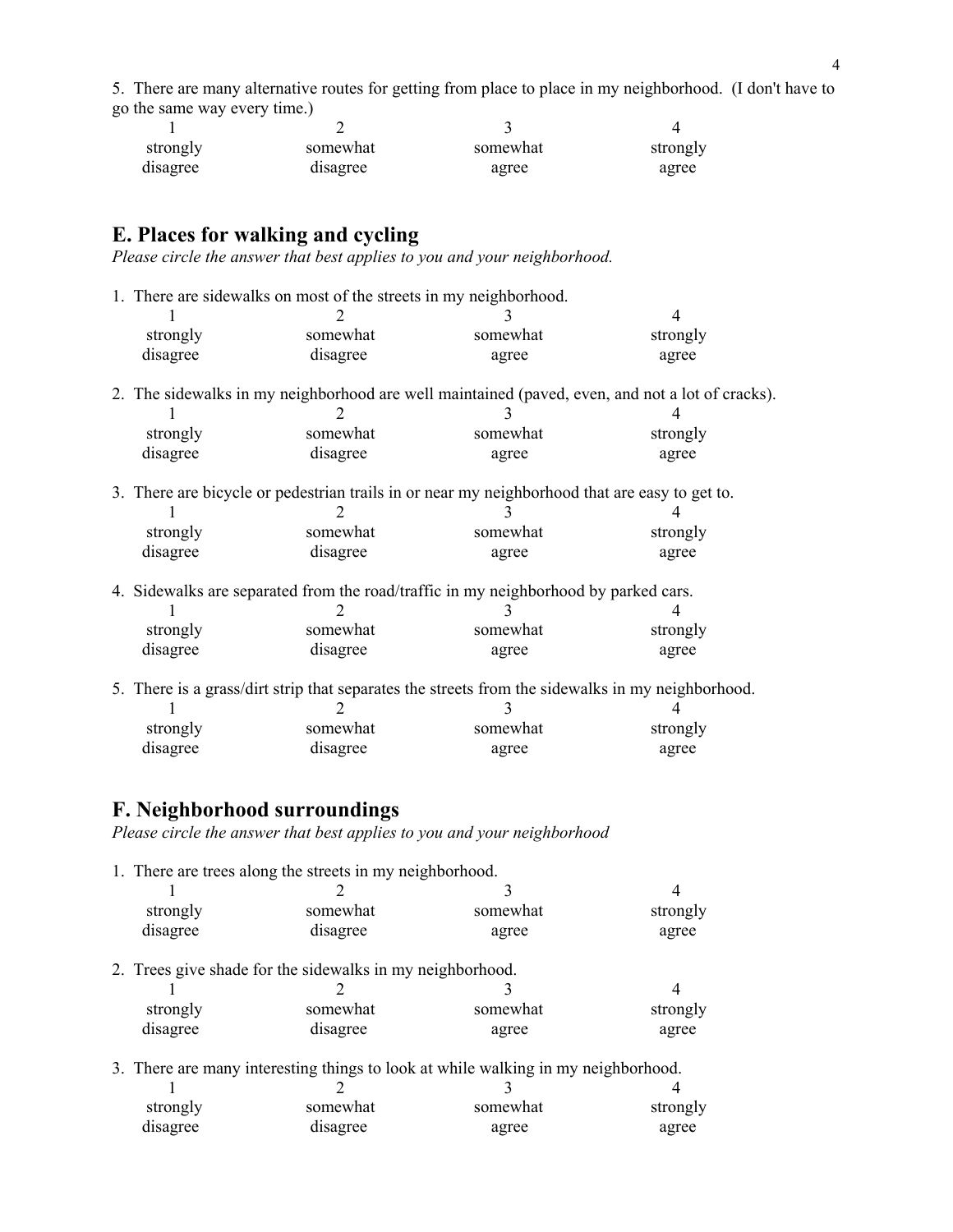5. There are many alternative routes for getting from place to place in my neighborhood. (I don't have to go the same way every time.)

| 1 | 2 | 3 | 4 |
|---|---|---|---|
| strongly disagree | somewhat disagree | somewhat agree | strongly agree |

## E. Places for walking and cycling

*Please circle the answer that best applies to you and your neighborhood.*

1. There are sidewalks on most of the streets in my neighborhood.

| 1 | 2 | 3 | 4 |
|---|---|---|---|
| strongly disagree | somewhat disagree | somewhat agree | strongly agree |

2. The sidewalks in my neighborhood are well maintained (paved, even, and not a lot of cracks).

| 1 | 2 | 3 | 4 |
|---|---|---|---|
| strongly disagree | somewhat disagree | somewhat agree | strongly agree |

3. There are bicycle or pedestrian trails in or near my neighborhood that are easy to get to.

| 1 | 2 | 3 | 4 |
|---|---|---|---|
| strongly disagree | somewhat disagree | somewhat agree | strongly agree |

4. Sidewalks are separated from the road/traffic in my neighborhood by parked cars.

| 1 | 2 | 3 | 4 |
|---|---|---|---|
| strongly disagree | somewhat disagree | somewhat agree | strongly agree |

5. There is a grass/dirt strip that separates the streets from the sidewalks in my neighborhood.

| 1 | 2 | 3 | 4 |
|---|---|---|---|
| strongly disagree | somewhat disagree | somewhat agree | strongly agree |

## F. Neighborhood surroundings

*Please circle the answer that best applies to you and your neighborhood*

1. There are trees along the streets in my neighborhood.

| 1 | 2 | 3 | 4 |
|---|---|---|---|
| strongly disagree | somewhat disagree | somewhat agree | strongly agree |

2. Trees give shade for the sidewalks in my neighborhood.

| 1 | 2 | 3 | 4 |
|---|---|---|---|
| strongly disagree | somewhat disagree | somewhat agree | strongly agree |

3. There are many interesting things to look at while walking in my neighborhood.

| 1 | 2 | 3 | 4 |
|---|---|---|---|
| strongly disagree | somewhat disagree | somewhat agree | strongly agree |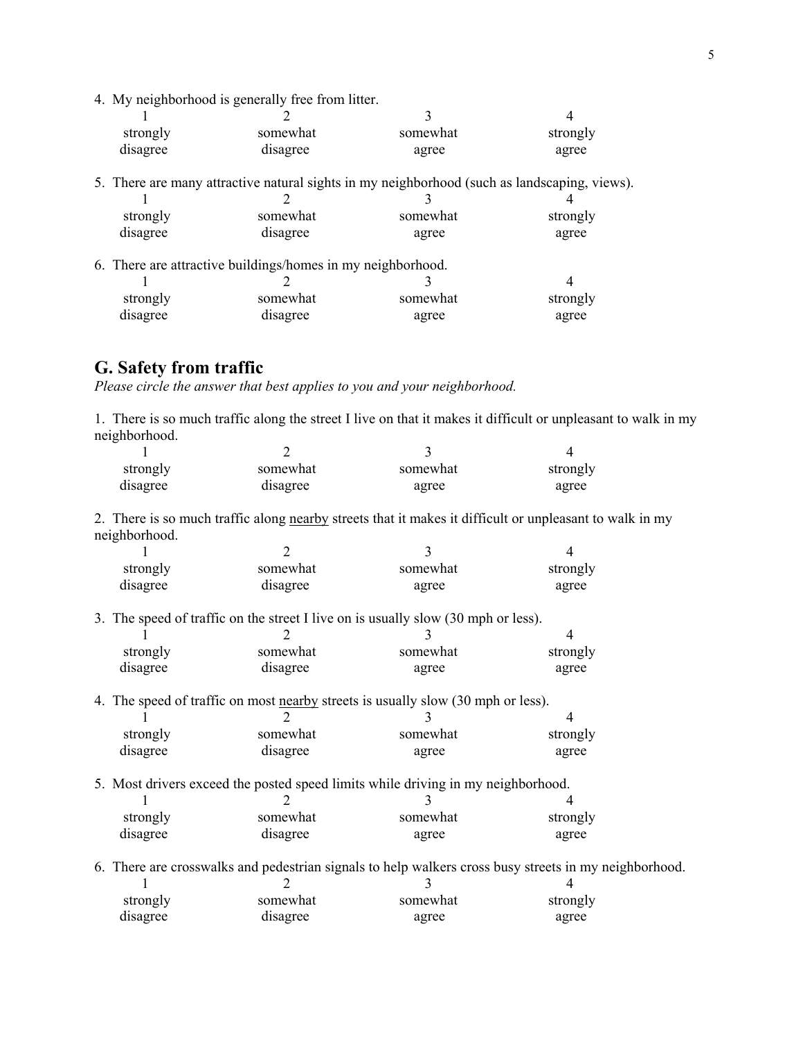4. My neighborhood is generally free from litter.

| 1 | 2 | 3 | 4 |
|---|---|---|---|
| strongly disagree | somewhat disagree | somewhat agree | strongly agree |

5. There are many attractive natural sights in my neighborhood (such as landscaping, views).

| 1 | 2 | 3 | 4 |
|---|---|---|---|
| strongly disagree | somewhat disagree | somewhat agree | strongly agree |

6. There are attractive buildings/homes in my neighborhood.

| 1 | 2 | 3 | 4 |
|---|---|---|---|
| strongly disagree | somewhat disagree | somewhat agree | strongly agree |

## G. Safety from traffic

*Please circle the answer that best applies to you and your neighborhood.*

1. There is so much traffic along the street I live on that it makes it difficult or unpleasant to walk in my neighborhood.

| 1 | 2 | 3 | 4 |
|---|---|---|---|
| strongly disagree | somewhat disagree | somewhat agree | strongly agree |

2. There is so much traffic along <u>nearby</u> streets that it makes it difficult or unpleasant to walk in my neighborhood.

| 1 | 2 | 3 | 4 |
|---|---|---|---|
| strongly disagree | somewhat disagree | somewhat agree | strongly agree |

3. The speed of traffic on the street I live on is usually slow (30 mph or less).

| 1 | 2 | 3 | 4 |
|---|---|---|---|
| strongly disagree | somewhat disagree | somewhat agree | strongly agree |

4. The speed of traffic on most <u>nearby</u> streets is usually slow (30 mph or less).

| 1 | 2 | 3 | 4 |
|---|---|---|---|
| strongly disagree | somewhat disagree | somewhat agree | strongly agree |

5. Most drivers exceed the posted speed limits while driving in my neighborhood.

| 1 | 2 | 3 | 4 |
|---|---|---|---|
| strongly disagree | somewhat disagree | somewhat agree | strongly agree |

6. There are crosswalks and pedestrian signals to help walkers cross busy streets in my neighborhood.

| 1 | 2 | 3 | 4 |
|---|---|---|---|
| strongly disagree | somewhat disagree | somewhat agree | strongly agree |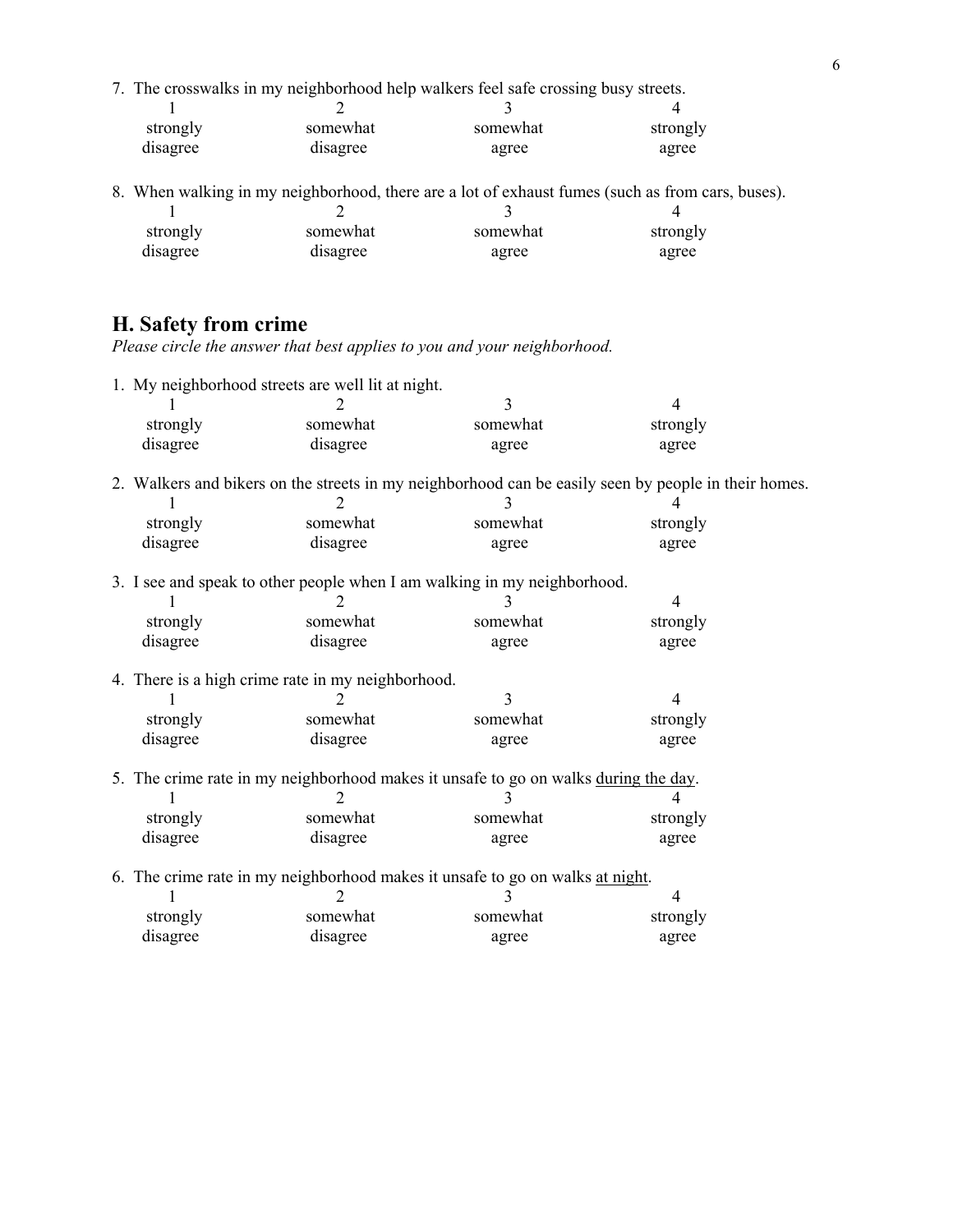7. The crosswalks in my neighborhood help walkers feel safe crossing busy streets.

| 1 | 2 | 3 | 4 |
|---|---|---|---|
| strongly disagree | somewhat disagree | somewhat agree | strongly agree |

8. When walking in my neighborhood, there are a lot of exhaust fumes (such as from cars, buses).

| 1 | 2 | 3 | 4 |
|---|---|---|---|
| strongly disagree | somewhat disagree | somewhat agree | strongly agree |

## H. Safety from crime

*Please circle the answer that best applies to you and your neighborhood.*

1. My neighborhood streets are well lit at night.

| 1 | 2 | 3 | 4 |
|---|---|---|---|
| strongly disagree | somewhat disagree | somewhat agree | strongly agree |

2. Walkers and bikers on the streets in my neighborhood can be easily seen by people in their homes.

| 1 | 2 | 3 | 4 |
|---|---|---|---|
| strongly disagree | somewhat disagree | somewhat agree | strongly agree |

3. I see and speak to other people when I am walking in my neighborhood.

| 1 | 2 | 3 | 4 |
|---|---|---|---|
| strongly disagree | somewhat disagree | somewhat agree | strongly agree |

4. There is a high crime rate in my neighborhood.

| 1 | 2 | 3 | 4 |
|---|---|---|---|
| strongly disagree | somewhat disagree | somewhat agree | strongly agree |

5. The crime rate in my neighborhood makes it unsafe to go on walks <u>during the day</u>.

| 1 | 2 | 3 | 4 |
|---|---|---|---|
| strongly disagree | somewhat disagree | somewhat agree | strongly agree |

6. The crime rate in my neighborhood makes it unsafe to go on walks <u>at night</u>.

| 1 | 2 | 3 | 4 |
|---|---|---|---|
| strongly disagree | somewhat disagree | somewhat agree | strongly agree |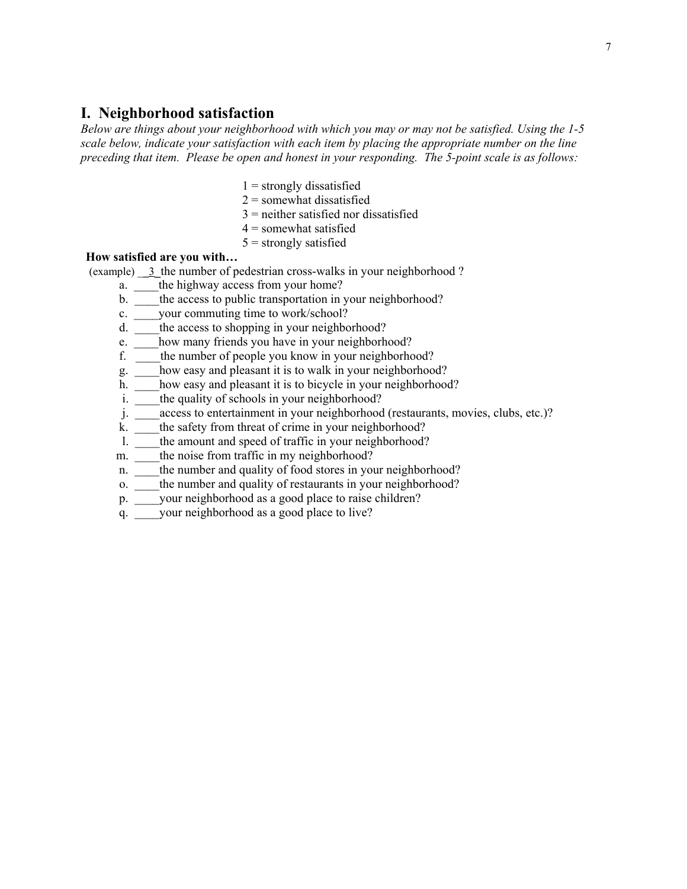## I. Neighborhood satisfaction

*Below are things about your neighborhood with which you may or may not be satisfied. Using the 1-5 scale below, indicate your satisfaction with each item by placing the appropriate number on the line preceding that item. Please be open and honest in your responding. The 5-point scale is as follows:*

1 = strongly dissatisfied
2 = somewhat dissatisfied
3 = neither satisfied nor dissatisfied
4 = somewhat satisfied
5 = strongly satisfied

**How satisfied are you with…**

(example) __3_ the number of pedestrian cross-walks in your neighborhood ?

a. ____the highway access from your home?
b. ____the access to public transportation in your neighborhood?
c. ____your commuting time to work/school?
d. ____the access to shopping in your neighborhood?
e. ____how many friends you have in your neighborhood?
f. ____the number of people you know in your neighborhood?
g. ____how easy and pleasant it is to walk in your neighborhood?
h. ____how easy and pleasant it is to bicycle in your neighborhood?
i. ____the quality of schools in your neighborhood?
j. ____access to entertainment in your neighborhood (restaurants, movies, clubs, etc.)?
k. ____the safety from threat of crime in your neighborhood?
l. ____the amount and speed of traffic in your neighborhood?
m. ____the noise from traffic in my neighborhood?
n. ____the number and quality of food stores in your neighborhood?
o. ____the number and quality of restaurants in your neighborhood?
p. ____your neighborhood as a good place to raise children?
q. ____your neighborhood as a good place to live?